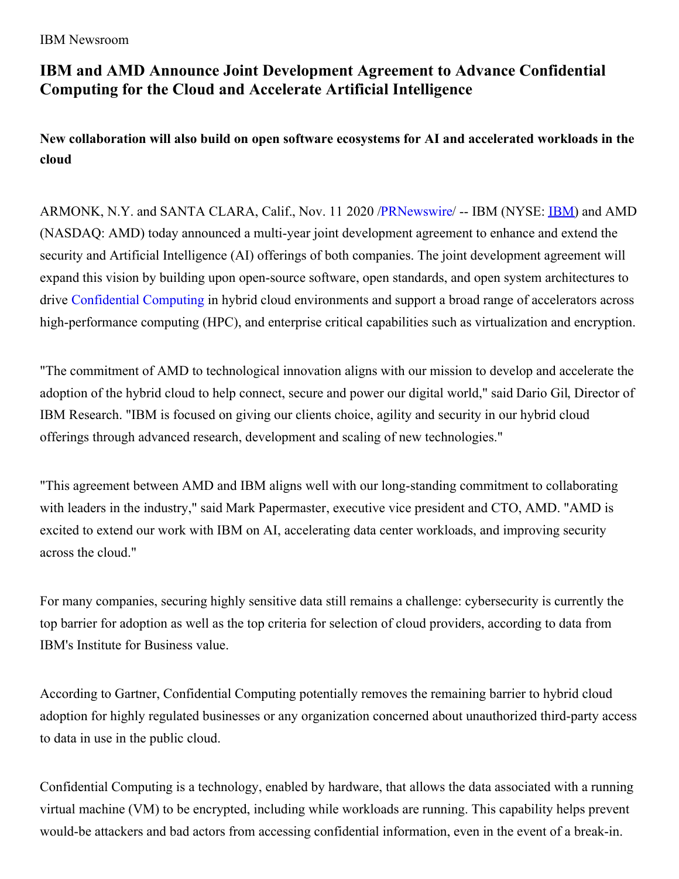IBM Newsroom

# IBM and AMD Announce Joint Development Agreement to Advance Confidential Computing for the Cloud and Accelerate Artificial Intelligence

### New collaboration will also build on open software ecosystems for AI and accelerated workloads in the cloud

ARMONK, N.Y. and SANTA CLARA, Calif., Nov. 11 2020 /PRNewswire/ -- IBM (NYSE: IBM) and AMD (NASDAQ: AMD) today announced a multi-year joint development agreement to enhance and extend the security and Artificial Intelligence (AI) offerings of both companies. The joint development agreement will expand this vision by building upon open-source software, open standards, and open system architectures to drive Confidential Computing in hybrid cloud environments and support a broad range of accelerators across high-performance computing (HPC), and enterprise critical capabilities such as virtualization and encryption.

"The commitment of AMD to technological innovation aligns with our mission to develop and accelerate the adoption of the hybrid cloud to help connect, secure and power our digital world," said Dario Gil, Director of IBM Research. "IBM is focused on giving our clients choice, agility and security in our hybrid cloud offerings through advanced research, development and scaling of new technologies."

"This agreement between AMD and IBM aligns well with our long-standing commitment to collaborating with leaders in the industry," said Mark Papermaster, executive vice president and CTO, AMD. "AMD is excited to extend our work with IBM on AI, accelerating data center workloads, and improving security across the cloud."

For many companies, securing highly sensitive data still remains a challenge: cybersecurity is currently the top barrier for adoption as well as the top criteria for selection of cloud providers, according to data from IBM's Institute for Business value.

According to Gartner, Confidential Computing potentially removes the remaining barrier to hybrid cloud adoption for highly regulated businesses or any organization concerned about unauthorized third-party access to data in use in the public cloud.

Confidential Computing is a technology, enabled by hardware, that allows the data associated with a running virtual machine (VM) to be encrypted, including while workloads are running. This capability helps prevent would-be attackers and bad actors from accessing confidential information, even in the event of a break-in.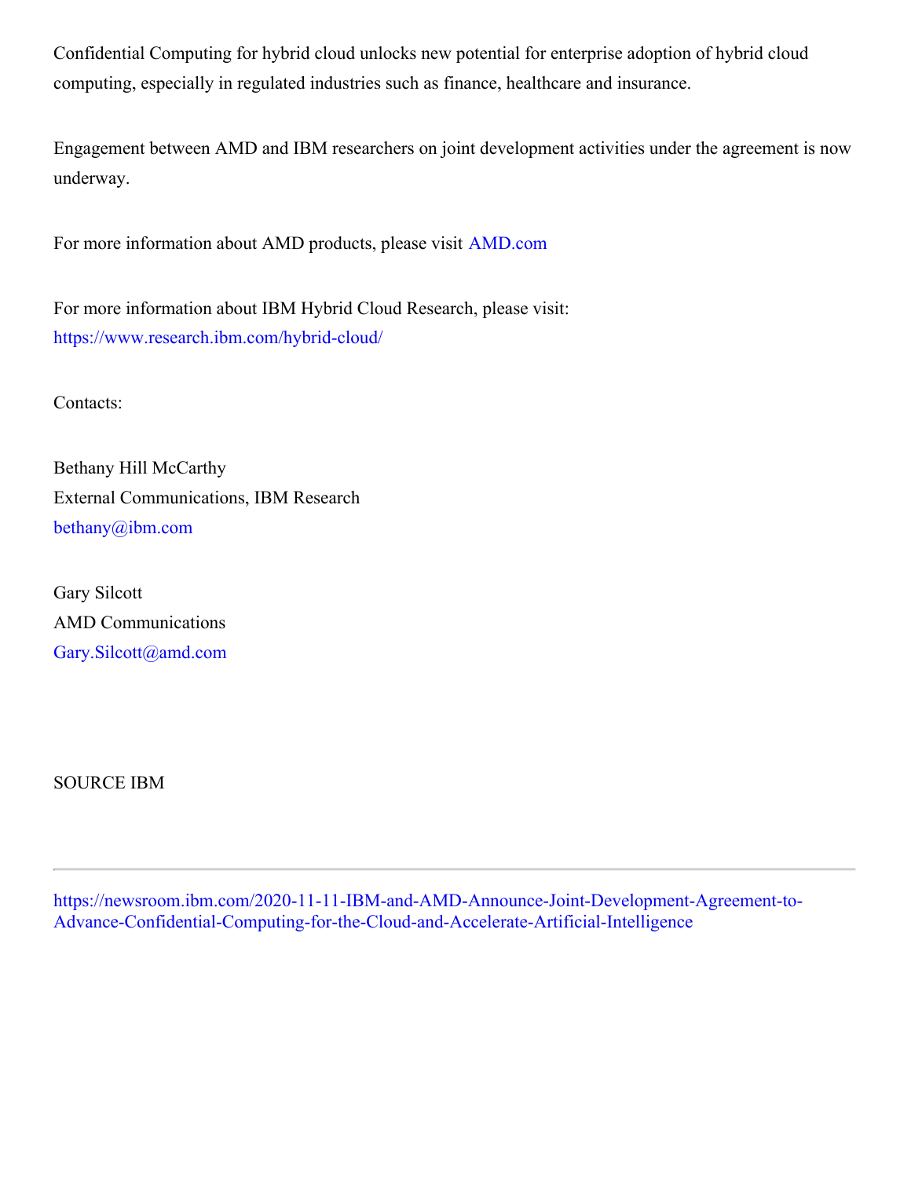Confidential Computing for hybrid cloud unlocks new potential for enterprise adoption of hybrid cloud computing, especially in regulated industries such as finance, healthcare and insurance.

Engagement between AMD and IBM researchers on joint development activities under the agreement is now underway.

For more information about AMD products, please visit AMD.com

For more information about IBM Hybrid Cloud Research, please visit: https://www.research.ibm.com/hybrid-cloud/

Contacts:

Bethany Hill McCarthy
External Communications, IBM Research
bethany@ibm.com

Gary Silcott
AMD Communications
Gary.Silcott@amd.com

SOURCE IBM

---

https://newsroom.ibm.com/2020-11-11-IBM-and-AMD-Announce-Joint-Development-Agreement-to-Advance-Confidential-Computing-for-the-Cloud-and-Accelerate-Artificial-Intelligence